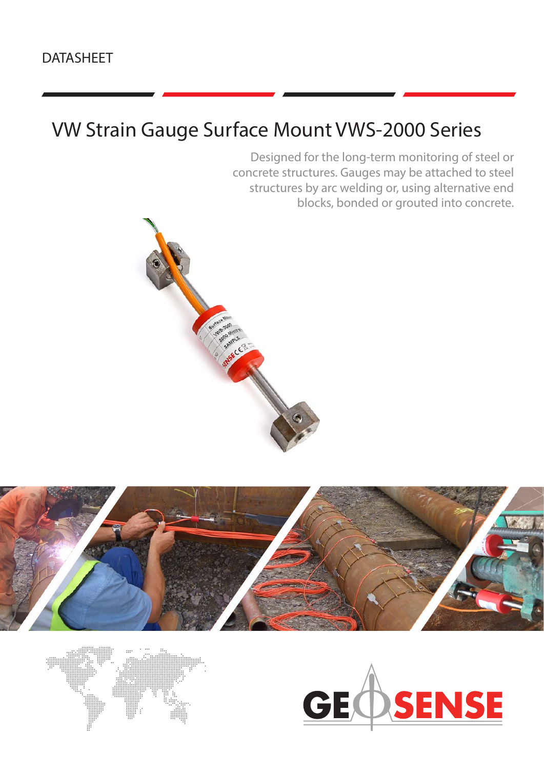DATASHEET

# VW Strain Gauge Surface Mount VWS-2000 Series

Designed for the long-term monitoring of steel or concrete structures. Gauges may be attached to steel structures by arc welding or, using alternative end blocks, bonded or grouted into concrete.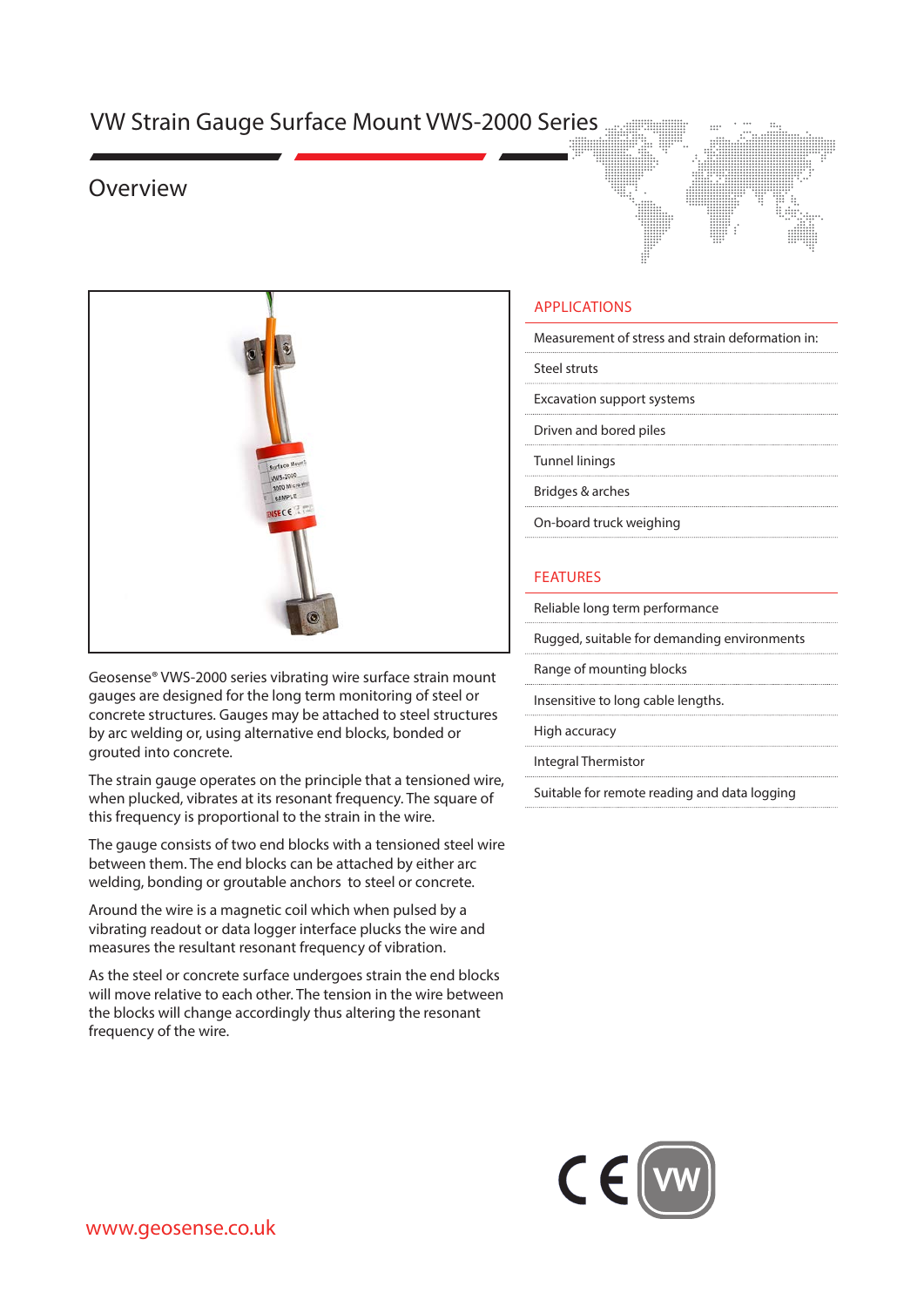# VW Strain Gauge Surface Mount VWS-2000 Series

## Overview

Geosense® VWS-2000 series vibrating wire surface strain mount gauges are designed for the long term monitoring of steel or concrete structures. Gauges may be attached to steel structures by arc welding or, using alternative end blocks, bonded or grouted into concrete.

The strain gauge operates on the principle that a tensioned wire, when plucked, vibrates at its resonant frequency. The square of this frequency is proportional to the strain in the wire.

The gauge consists of two end blocks with a tensioned steel wire between them. The end blocks can be attached by either arc welding, bonding or groutable anchors to steel or concrete.

Around the wire is a magnetic coil which when pulsed by a vibrating readout or data logger interface plucks the wire and measures the resultant resonant frequency of vibration.

As the steel or concrete surface undergoes strain the end blocks will move relative to each other. The tension in the wire between the blocks will change accordingly thus altering the resonant frequency of the wire.

### APPLICATIONS

Measurement of stress and strain deformation in:

- Steel struts
- Excavation support systems
- Driven and bored piles
- Tunnel linings
- Bridges & arches
- On-board truck weighing

### FEATURES

- Reliable long term performance
- Rugged, suitable for demanding environments
- Range of mounting blocks
- Insensitive to long cable lengths.
- High accuracy
- Integral Thermistor
- Suitable for remote reading and data logging

www.geosense.co.uk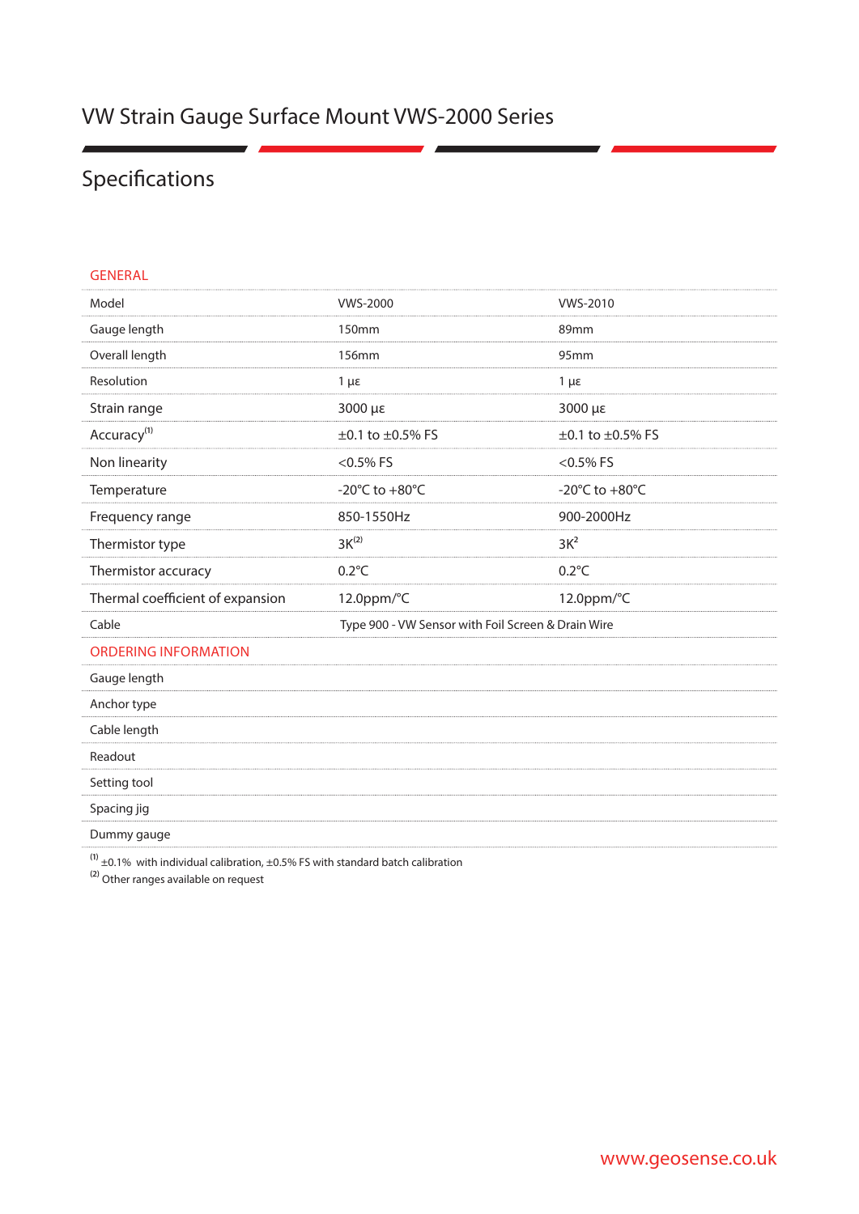# VW Strain Gauge Surface Mount VWS-2000 Series

## Specifications

| GENERAL | | |
|---|---|---|
| Model | VWS-2000 | VWS-2010 |
| Gauge length | 150mm | 89mm |
| Overall length | 156mm | 95mm |
| Resolution | 1 με | 1 με |
| Strain range | 3000 με | 3000 με |
| Accuracy[1] | ±0.1 to ±0.5% FS | ±0.1 to ±0.5% FS |
| Non linearity | <0.5% FS | <0.5% FS |
| Temperature | -20°C to +80°C | -20°C to +80°C |
| Frequency range | 850-1550Hz | 900-2000Hz |
| Thermistor type | 3K[2] | 3K[2] |
| Thermistor accuracy | 0.2°C | 0.2°C |
| Thermal coefficient of expansion | 12.0ppm/°C | 12.0ppm/°C |
| Cable | Type 900 - VW Sensor with Foil Screen & Drain Wire | |
| **ORDERING INFORMATION** | | |
| Gauge length | | |
| Anchor type | | |
| Cable length | | |
| Readout | | |
| Setting tool | | |
| Spacing jig | | |
| Dummy gauge | | |

[1] ±0.1% with individual calibration, ±0.5% FS with standard batch calibration
[2] Other ranges available on request

www.geosense.co.uk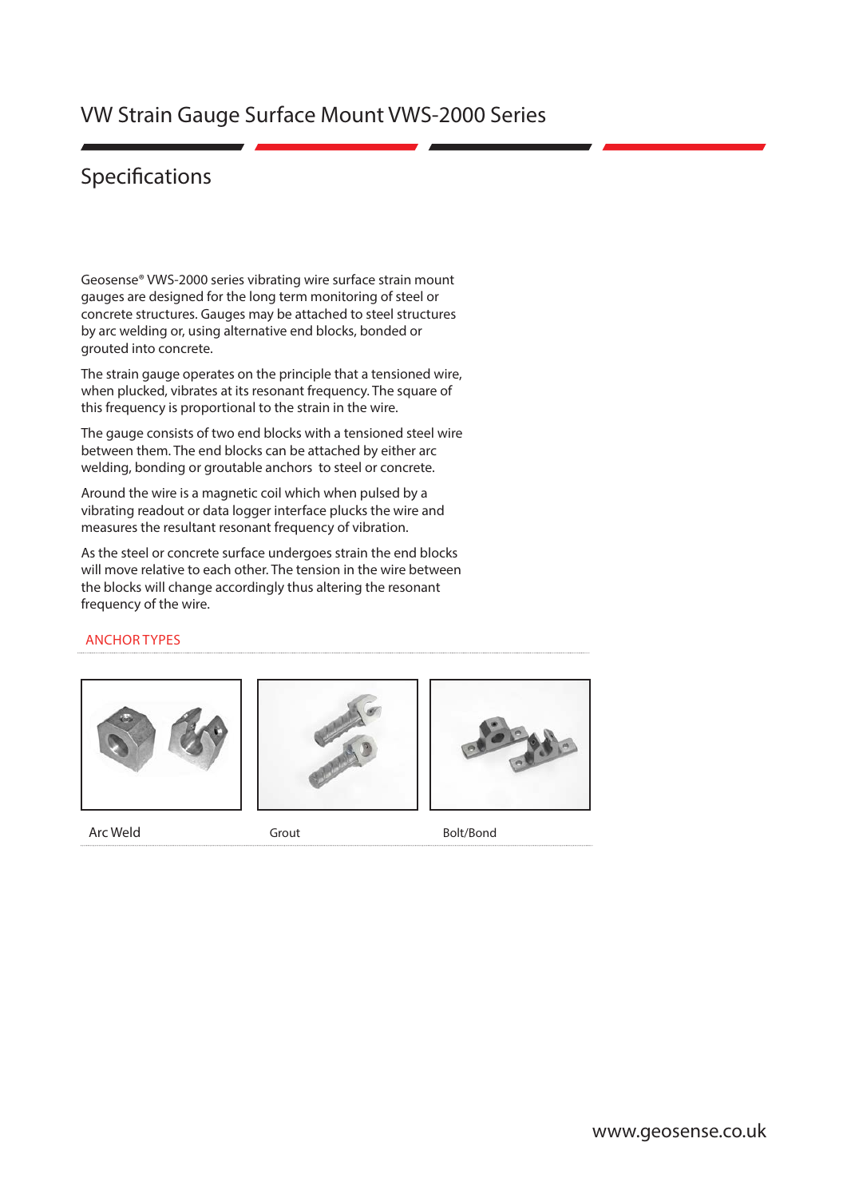# VW Strain Gauge Surface Mount VWS-2000 Series

## Specifications

Geosense® VWS-2000 series vibrating wire surface strain mount gauges are designed for the long term monitoring of steel or concrete structures. Gauges may be attached to steel structures by arc welding or, using alternative end blocks, bonded or grouted into concrete.

The strain gauge operates on the principle that a tensioned wire, when plucked, vibrates at its resonant frequency. The square of this frequency is proportional to the strain in the wire.

The gauge consists of two end blocks with a tensioned steel wire between them. The end blocks can be attached by either arc welding, bonding or groutable anchors to steel or concrete.

Around the wire is a magnetic coil which when pulsed by a vibrating readout or data logger interface plucks the wire and measures the resultant resonant frequency of vibration.

As the steel or concrete surface undergoes strain the end blocks will move relative to each other. The tension in the wire between the blocks will change accordingly thus altering the resonant frequency of the wire.

### ANCHOR TYPES

Arc Weld

Grout

Bolt/Bond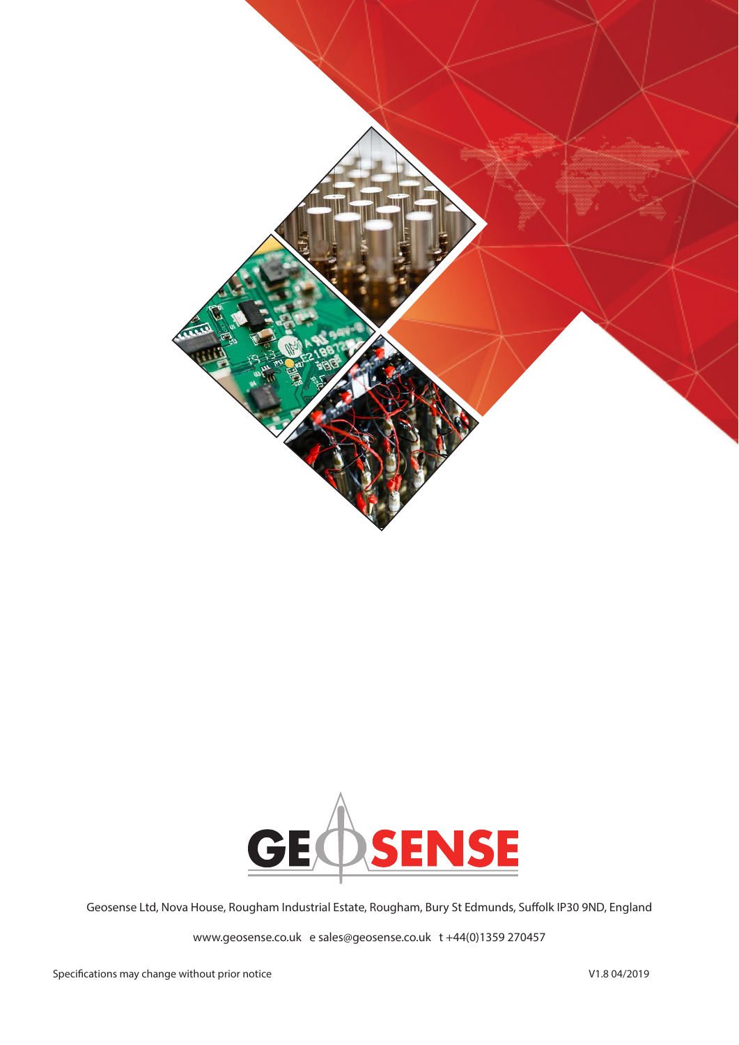Geosense Ltd, Nova House, Rougham Industrial Estate, Rougham, Bury St Edmunds, Suffolk IP30 9ND, England

www.geosense.co.uk   e sales@geosense.co.uk   t +44(0)1359 270457

Specifications may change without prior notice

V1.8 04/2019